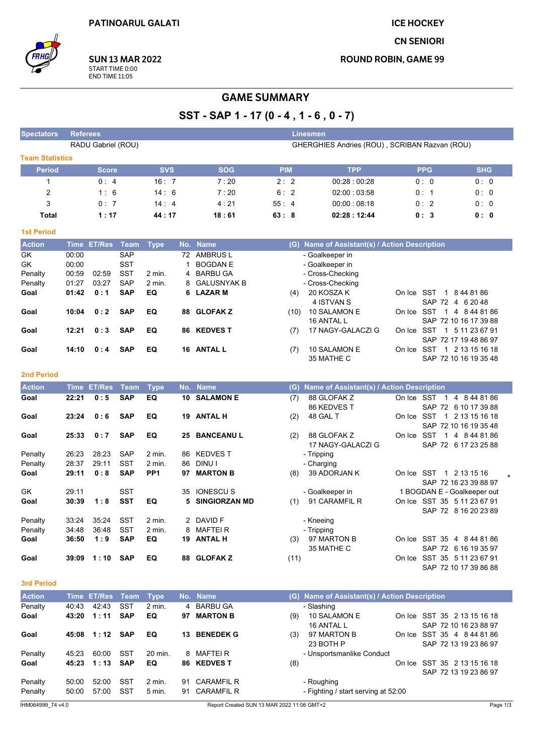PATINOARUL GALATI

ICE HOCKEY

CN SENIORI

ROUND ROBIN, GAME 99

SUN 13 MAR 2022
START TIME 0:00
END TIME 11:05

# GAME SUMMARY

## SST - SAP 1 - 17 (0 - 4 , 1 - 6 , 0 - 7)

| Spectators | Referees | Linesmen |
|---|---|---|
| | RADU Gabriel (ROU) | GHERGHIES Andries (ROU) , SCRIBAN Razvan (ROU) |

**Team Statistics**

| Period | Score | SVS | SOG | PIM | TPP | PPG | SHG |
|---|---|---|---|---|---|---|---|
| 1 | 0 : 4 | 16 : 7 | 7 : 20 | 2 : 2 | 00:28 : 00:28 | 0 : 0 | 0 : 0 |
| 2 | 1 : 6 | 14 : 6 | 7 : 20 | 6 : 2 | 02:00 : 03:58 | 0 : 1 | 0 : 0 |
| 3 | 0 : 7 | 14 : 4 | 4 : 21 | 55 : 4 | 00:00 : 08:18 | 0 : 2 | 0 : 0 |
| **Total** | **1 : 17** | **44 : 17** | **18 : 61** | **63 : 8** | **02:28 : 12:44** | **0 : 3** | **0 : 0** |

**1st Period**

| Action | Time | ET/Res | Team | Type | No. | Name | (G) | Name of Assistant(s) / Action Description | |
|---|---|---|---|---|---|---|---|---|---|
| GK | 00:00 | | SAP | | 72 | AMBRUS L | | - Goalkeeper in | |
| GK | 00:00 | | SST | | 1 | BOGDAN E | | - Goalkeeper in | |
| Penalty | 00:59 | 02:59 | SST | 2 min. | 4 | BARBU GA | | - Cross-Checking | |
| Penalty | 01:27 | 03:27 | SAP | 2 min. | 8 | GALUSNYAK B | | - Cross-Checking | |
| **Goal** | **01:42** | **0 : 1** | **SAP** | **EQ** | **6** | **LAZAR M** | (4) | 20 KOSZA K<br>4 ISTVAN S | On Ice SST 1 8 44 81 86<br>SAP 72 4 6 20 48 |
| **Goal** | **10:04** | **0 : 2** | **SAP** | **EQ** | **88** | **GLOFAK Z** | (10) | 10 SALAMON E<br>16 ANTAL L | On Ice SST 1 4 8 44 81 86<br>SAP 72 10 16 17 39 88 |
| **Goal** | **12:21** | **0 : 3** | **SAP** | **EQ** | **86** | **KEDVES T** | (7) | 17 NAGY-GALACZI G | On Ice SST 1 5 11 23 67 91<br>SAP 72 17 19 48 86 97 |
| **Goal** | **14:10** | **0 : 4** | **SAP** | **EQ** | **16** | **ANTAL L** | (7) | 10 SALAMON E<br>35 MATHE C | On Ice SST 1 2 13 15 16 18<br>SAP 72 10 16 19 35 48 |

**2nd Period**

| Action | Time | ET/Res | Team | Type | No. | Name | (G) | Name of Assistant(s) / Action Description | |
|---|---|---|---|---|---|---|---|---|---|
| **Goal** | **22:21** | **0 : 5** | **SAP** | **EQ** | **10** | **SALAMON E** | (7) | 88 GLOFAK Z<br>86 KEDVES T | On Ice SST 1 4 8 44 81 86<br>SAP 72 6 10 17 39 88 |
| **Goal** | **23:24** | **0 : 6** | **SAP** | **EQ** | **19** | **ANTAL H** | (2) | 48 GAL T | On Ice SST 1 2 13 15 16 18<br>SAP 72 10 16 19 35 48 |
| **Goal** | **25:33** | **0 : 7** | **SAP** | **EQ** | **25** | **BANCEANU L** | (2) | 88 GLOFAK Z<br>17 NAGY-GALACZI G | On Ice SST 1 4 8 44 81 86<br>SAP 72 6 17 23 25 88 |
| Penalty | 26:23 | 28:23 | SAP | 2 min. | 86 | KEDVES T | | - Tripping | |
| Penalty | 28:37 | 29:11 | SST | 2 min. | 86 | DINU I | | - Charging | |
| **Goal** | **29:11** | **0 : 8** | **SAP** | **PP1** | **97** | **MARTON B** | (8) | 39 ADORJAN K | On Ice SST 1 2 13 15 16 *<br>SAP 72 16 23 39 88 97 |
| GK | 29:11 | | SST | | 35 | IONESCU S | | - Goalkeeper in | 1 BOGDAN E - Goalkeeper out |
| **Goal** | **30:39** | **1 : 8** | **SST** | **EQ** | **5** | **SINGIORZAN MD** | (1) | 91 CARAMFIL R | On Ice SST 35 5 11 23 67 91<br>SAP 72 8 16 20 23 89 |
| Penalty | 33:24 | 35:24 | SST | 2 min. | 2 | DAVID F | | - Kneeing | |
| Penalty | 34:48 | 36:48 | SST | 2 min. | 8 | MAFTEI R | | - Tripping | |
| **Goal** | **36:50** | **1 : 9** | **SAP** | **EQ** | **19** | **ANTAL H** | (3) | 97 MARTON B<br>35 MATHE C | On Ice SST 35 4 8 44 81 86<br>SAP 72 6 16 19 35 97 |
| **Goal** | **39:09** | **1 : 10** | **SAP** | **EQ** | **88** | **GLOFAK Z** | (11) | | On Ice SST 35 5 11 23 67 91<br>SAP 72 10 17 39 86 88 |

**3rd Period**

| Action | Time | ET/Res | Team | Type | No. | Name | (G) | Name of Assistant(s) / Action Description | |
|---|---|---|---|---|---|---|---|---|---|
| Penalty | 40:43 | 42:43 | SST | 2 min. | 4 | BARBU GA | | - Slashing | |
| **Goal** | **43:20** | **1 : 11** | **SAP** | **EQ** | **97** | **MARTON B** | (9) | 10 SALAMON E<br>16 ANTAL L | On Ice SST 35 2 13 15 16 18<br>SAP 72 10 16 23 88 97 |
| **Goal** | **45:08** | **1 : 12** | **SAP** | **EQ** | **13** | **BENEDEK G** | (3) | 97 MARTON B<br>23 BOTH P | On Ice SST 35 4 8 44 81 86<br>SAP 72 13 19 23 86 97 |
| Penalty | 45:23 | 60:00 | SST | 20 min. | 8 | MAFTEI R | | - Unsportsmanlike Conduct | |
| **Goal** | **45:23** | **1 : 13** | **SAP** | **EQ** | **86** | **KEDVES T** | (8) | | On Ice SST 35 2 13 15 16 18<br>SAP 72 13 19 23 86 97 |
| Penalty | 50:00 | 52:00 | SST | 2 min. | 91 | CARAMFIL R | | - Roughing | |
| Penalty | 50:00 | 57:00 | SST | 5 min. | 91 | CARAMFIL R | | - Fighting / start serving at 52:00 | |

IHM064999_74 v4.0 Report Created SUN 13 MAR 2022 11:06 GMT+2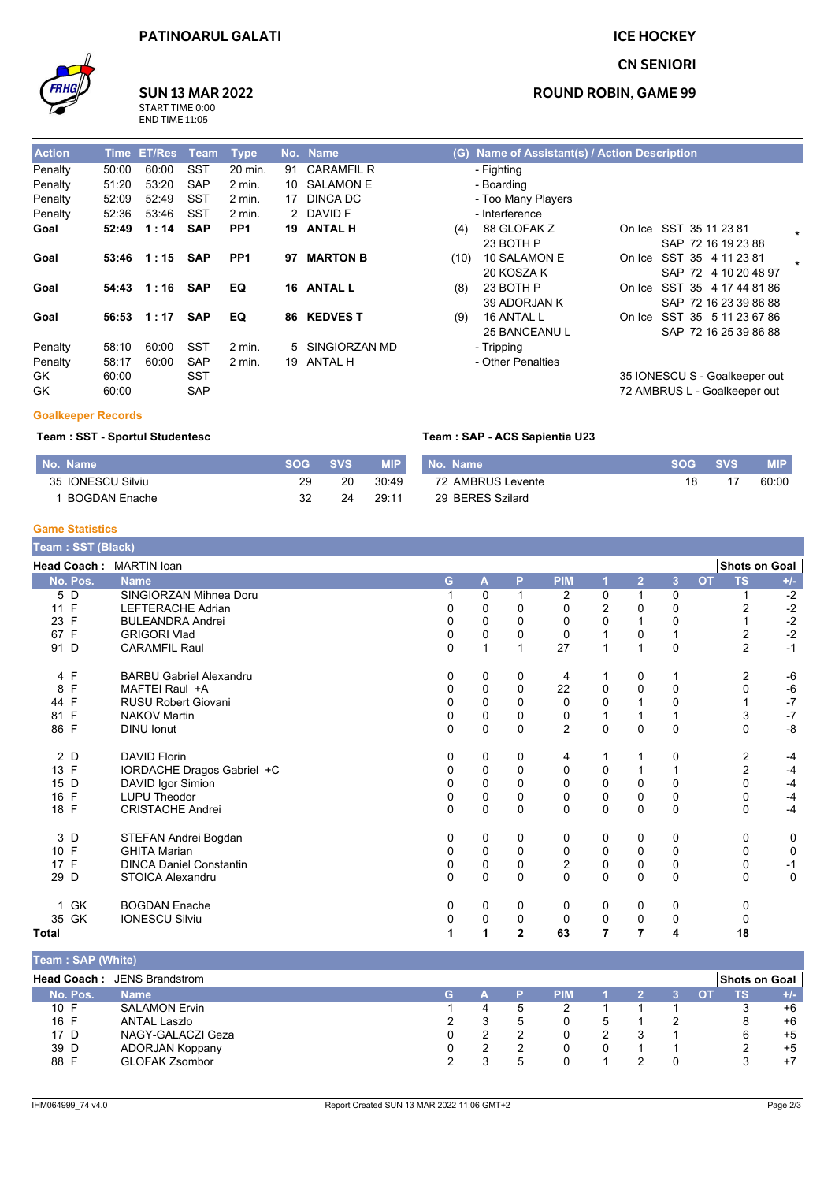PATINOARUL GALATI

ICE HOCKEY

CN SENIORI

**SUN 13 MAR 2022**
START TIME 0:00
END TIME 11:05

ROUND ROBIN, GAME 99

| Action | Time | ET/Res | Team | Type | No. | Name | (G) | Name of Assistant(s) / Action Description | | |
|---|---|---|---|---|---|---|---|---|---|---|
| Penalty | 50:00 | 60:00 | SST | 20 min. | 91 | CARAMFIL R | | - Fighting | | |
| Penalty | 51:20 | 53:20 | SAP | 2 min. | 10 | SALAMON E | | - Boarding | | |
| Penalty | 52:09 | 52:49 | SST | 2 min. | 17 | DINCA DC | | - Too Many Players | | |
| Penalty | 52:36 | 53:46 | SST | 2 min. | 2 | DAVID F | | - Interference | | |
| **Goal** | **52:49** | **1 : 14** | **SAP** | **PP1** | **19** | **ANTAL H** | (4) | 88 GLOFAK Z<br>23 BOTH P | On Ice | SST 35 11 23 81<br>SAP 72 16 19 23 88 * |
| **Goal** | **53:46** | **1 : 15** | **SAP** | **PP1** | **97** | **MARTON B** | (10) | 10 SALAMON E<br>20 KOSZA K | On Ice | SST 35 4 11 23 81<br>SAP 72 4 10 20 48 97 * |
| **Goal** | **54:43** | **1 : 16** | **SAP** | **EQ** | **16** | **ANTAL L** | (8) | 23 BOTH P<br>39 ADORJAN K | On Ice | SST 35 4 17 44 81 86<br>SAP 72 16 23 39 86 88 |
| **Goal** | **56:53** | **1 : 17** | **SAP** | **EQ** | **86** | **KEDVES T** | (9) | 16 ANTAL L<br>25 BANCEANU L | On Ice | SST 35 5 11 23 67 86<br>SAP 72 16 25 39 86 88 |
| Penalty | 58:10 | 60:00 | SST | 2 min. | 5 | SINGIORZAN MD | | - Tripping | | |
| Penalty | 58:17 | 60:00 | SAP | 2 min. | 19 | ANTAL H | | - Other Penalties | | |
| GK | 60:00 | | SST | | | | | | | 35 IONESCU S - Goalkeeper out |
| GK | 60:00 | | SAP | | | | | | | 72 AMBRUS L - Goalkeeper out |

## Goalkeeper Records

**Team : SST - Sportul Studentesc**

| No. Name | SOG | SVS | MIP |
|---|---|---|---|
| 35 IONESCU Silviu | 29 | 20 | 30:49 |
| 1 BOGDAN Enache | 32 | 24 | 29:11 |

**Team : SAP - ACS Sapientia U23**

| No. Name | SOG | SVS | MIP |
|---|---|---|---|
| 72 AMBRUS Levente | 18 | 17 | 60:00 |
| 29 BERES Szilard | | | |

## Game Statistics

**Team : SST (Black)**

**Head Coach :** MARTIN Ioan

| No. | Pos. | Name | G | A | P | PIM | 1 | 2 | 3 | OT | TS | +/- |
|---|---|---|---|---|---|---|---|---|---|---|---|---|
| 5 | D | SINGIORZAN Mihnea Doru | 1 | 0 | 1 | 2 | 0 | 1 | 0 | | 1 | -2 |
| 11 | F | LEFTERACHE Adrian | 0 | 0 | 0 | 0 | 2 | 0 | 0 | | 2 | -2 |
| 23 | F | BULEANDRA Andrei | 0 | 0 | 0 | 0 | 0 | 1 | 0 | | 1 | -2 |
| 67 | F | GRIGORI Vlad | 0 | 0 | 0 | 0 | 1 | 0 | 1 | | 2 | -2 |
| 91 | D | CARAMFIL Raul | 0 | 1 | 1 | 27 | 1 | 1 | 0 | | 2 | -1 |
| 4 | F | BARBU Gabriel Alexandru | 0 | 0 | 0 | 4 | 1 | 0 | 1 | | 2 | -6 |
| 8 | F | MAFTEI Raul +A | 0 | 0 | 0 | 22 | 0 | 0 | 0 | | 0 | -6 |
| 44 | F | RUSU Robert Giovani | 0 | 0 | 0 | 0 | 0 | 1 | 0 | | 1 | -7 |
| 81 | F | NAKOV Martin | 0 | 0 | 0 | 0 | 1 | 1 | 1 | | 3 | -7 |
| 86 | F | DINU Ionut | 0 | 0 | 0 | 2 | 0 | 0 | 0 | | 0 | -8 |
| 2 | D | DAVID Florin | 0 | 0 | 0 | 4 | 1 | 1 | 0 | | 2 | -4 |
| 13 | F | IORDACHE Dragos Gabriel +C | 0 | 0 | 0 | 0 | 0 | 1 | 1 | | 2 | -4 |
| 15 | D | DAVID Igor Simion | 0 | 0 | 0 | 0 | 0 | 0 | 0 | | 0 | -4 |
| 16 | F | LUPU Theodor | 0 | 0 | 0 | 0 | 0 | 0 | 0 | | 0 | -4 |
| 18 | F | CRISTACHE Andrei | 0 | 0 | 0 | 0 | 0 | 0 | 0 | | 0 | -4 |
| 3 | D | STEFAN Andrei Bogdan | 0 | 0 | 0 | 0 | 0 | 0 | 0 | | 0 | 0 |
| 10 | F | GHITA Marian | 0 | 0 | 0 | 0 | 0 | 0 | 0 | | 0 | 0 |
| 17 | F | DINCA Daniel Constantin | 0 | 0 | 0 | 2 | 0 | 0 | 0 | | 0 | -1 |
| 29 | D | STOICA Alexandru | 0 | 0 | 0 | 0 | 0 | 0 | 0 | | 0 | 0 |
| 1 | GK | BOGDAN Enache | 0 | 0 | 0 | 0 | 0 | 0 | 0 | | 0 | |
| 35 | GK | IONESCU Silviu | 0 | 0 | 0 | 0 | 0 | 0 | 0 | | 0 | |
| **Total** | | | **1** | **1** | **2** | **63** | **7** | **7** | **4** | | **18** | |

**Team : SAP (White)**

**Head Coach :** JENS Brandstrom

| No. | Pos. | Name | G | A | P | PIM | 1 | 2 | 3 | OT | TS | +/- |
|---|---|---|---|---|---|---|---|---|---|---|---|---|
| 10 | F | SALAMON Ervin | 1 | 4 | 5 | 2 | 1 | 1 | 1 | | 3 | +6 |
| 16 | F | ANTAL Laszlo | 2 | 3 | 5 | 0 | 5 | 1 | 2 | | 8 | +6 |
| 17 | D | NAGY-GALACZI Geza | 0 | 2 | 2 | 0 | 2 | 3 | 1 | | 6 | +5 |
| 39 | D | ADORJAN Koppany | 0 | 2 | 2 | 0 | 0 | 1 | 1 | | 2 | +5 |
| 88 | F | GLOFAK Zsombor | 2 | 3 | 5 | 0 | 1 | 2 | 0 | | 3 | +7 |

IHM064999_74 v4.0 Report Created SUN 13 MAR 2022 11:06 GMT+2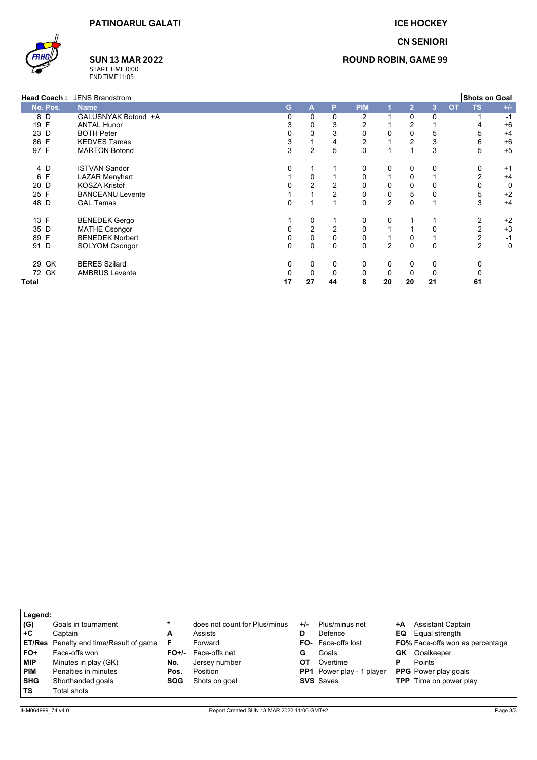PATINOARUL GALATI

ICE HOCKEY

CN SENIORI

**SUN 13 MAR 2022**
START TIME 0:00
END TIME 11:05

ROUND ROBIN, GAME 99

**Head Coach :** JENS Brandstrom

| No. | Pos. | Name | G | A | P | PIM | 1 | 2 | 3 | OT | TS | +/- |
|---|---|---|---|---|---|---|---|---|---|---|---|---|
| 8 | D | GALUSNYAK Botond +A | 0 | 0 | 0 | 2 | 1 | 0 | 0 | | 1 | -1 |
| 19 | F | ANTAL Hunor | 3 | 0 | 3 | 2 | 1 | 2 | 1 | | 4 | +6 |
| 23 | D | BOTH Peter | 0 | 3 | 3 | 0 | 0 | 0 | 5 | | 5 | +4 |
| 86 | F | KEDVES Tamas | 3 | 1 | 4 | 2 | 1 | 2 | 3 | | 6 | +6 |
| 97 | F | MARTON Botond | 3 | 2 | 5 | 0 | 1 | 1 | 3 | | 5 | +5 |
| 4 | D | ISTVAN Sandor | 0 | 1 | 1 | 0 | 0 | 0 | 0 | | 0 | +1 |
| 6 | F | LAZAR Menyhart | 1 | 0 | 1 | 0 | 1 | 0 | 1 | | 2 | +4 |
| 20 | D | KOSZA Kristof | 0 | 2 | 2 | 0 | 0 | 0 | 0 | | 0 | 0 |
| 25 | F | BANCEANU Levente | 1 | 1 | 2 | 0 | 0 | 5 | 0 | | 5 | +2 |
| 48 | D | GAL Tamas | 0 | 1 | 1 | 0 | 2 | 0 | 1 | | 3 | +4 |
| 13 | F | BENEDEK Gergo | 1 | 0 | 1 | 0 | 0 | 1 | 1 | | 2 | +2 |
| 35 | D | MATHE Csongor | 0 | 2 | 2 | 0 | 1 | 1 | 0 | | 2 | +3 |
| 89 | F | BENEDEK Norbert | 0 | 0 | 0 | 0 | 1 | 0 | 1 | | 2 | -1 |
| 91 | D | SOLYOM Csongor | 0 | 0 | 0 | 0 | 2 | 0 | 0 | | 2 | 0 |
| 29 | GK | BERES Szilard | 0 | 0 | 0 | 0 | 0 | 0 | 0 | | 0 | |
| 72 | GK | AMBRUS Levente | 0 | 0 | 0 | 0 | 0 | 0 | 0 | | 0 | |
| **Total** | | | 17 | 27 | 44 | 8 | 20 | 20 | 21 | | 61 | |

Columns 1, 2, 3, OT, TS: Shots on Goal

**Legend:**

| | | | | | | | |
|---|---|---|---|---|---|---|---|
| (G) | Goals in tournament | * | does not count for Plus/minus | +/- | Plus/minus net | +A | Assistant Captain |
| +C | Captain | A | Assists | D | Defence | EQ | Equal strength |
| ET/Res | Penalty end time/Result of game | F | Forward | FO- | Face-offs lost | FO% | Face-offs won as percentage |
| FO+ | Face-offs won | FO+/- | Face-offs net | G | Goals | GK | Goalkeeper |
| MIP | Minutes in play (GK) | No. | Jersey number | OT | Overtime | P | Points |
| PIM | Penalties in minutes | Pos. | Position | PP1 | Power play - 1 player | PPG | Power play goals |
| SHG | Shorthanded goals | SOG | Shots on goal | SVS | Saves | TPP | Time on power play |
| TS | Total shots | | | | | | |

IHM064999_74 v4.0 Report Created SUN 13 MAR 2022 11:06 GMT+2